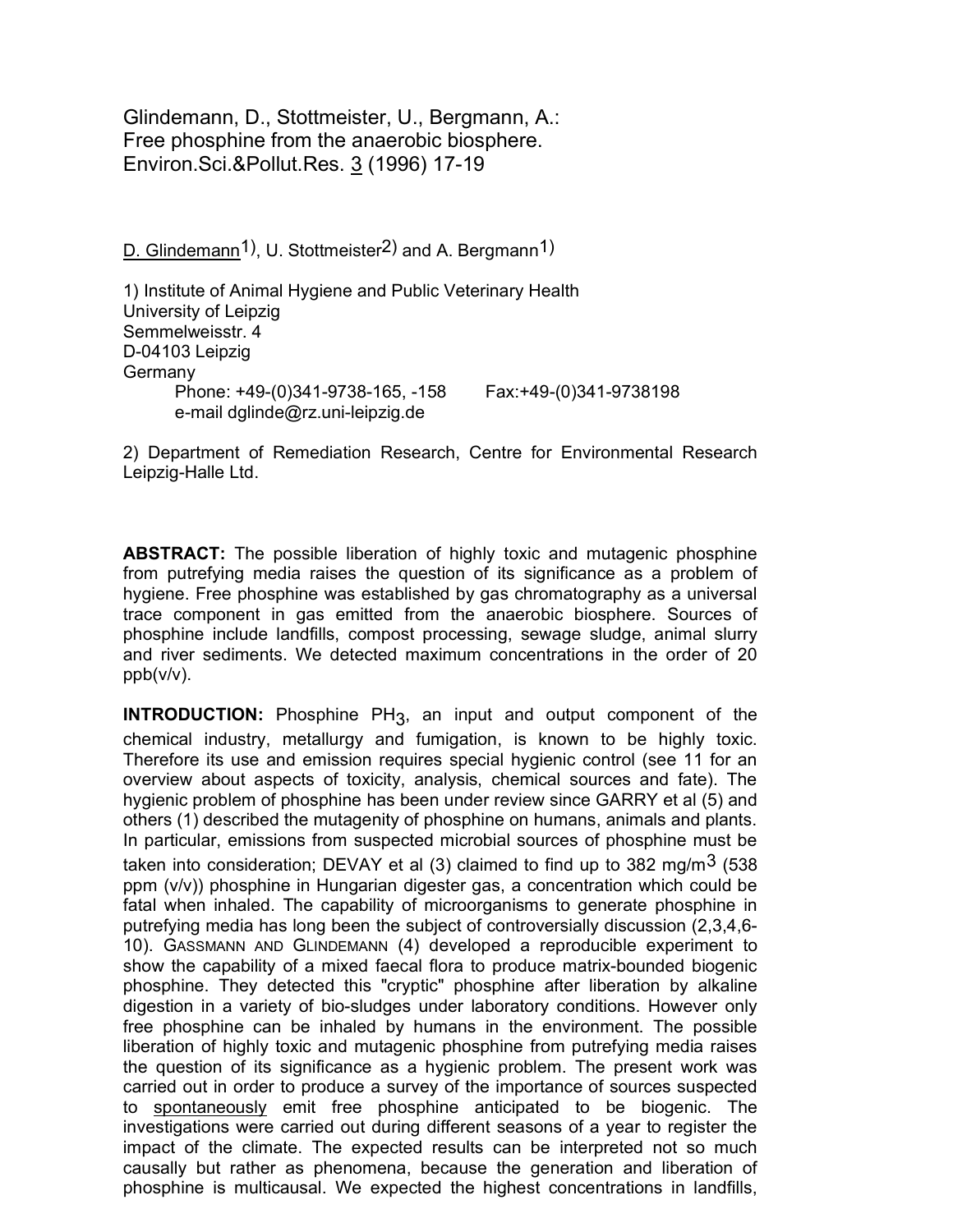Glindemann, D., Stottmeister, U., Bergmann, A.:
Free phosphine from the anaerobic biosphere.
Environ.Sci.&Pollut.Res. 3 (1996) 17-19

D. Glindemann[1)], U. Stottmeister[2)] and A. Bergmann[1)]

1) Institute of Animal Hygiene and Public Veterinary Health
University of Leipzig
Semmelweisstr. 4
D-04103 Leipzig
Germany
Phone: +49-(0)341-9738-165, -158 Fax:+49-(0)341-9738198
e-mail dglinde@rz.uni-leipzig.de

2) Department of Remediation Research, Centre for Environmental Research Leipzig-Halle Ltd.

**ABSTRACT:** The possible liberation of highly toxic and mutagenic phosphine from putrefying media raises the question of its significance as a problem of hygiene. Free phosphine was established by gas chromatography as a universal trace component in gas emitted from the anaerobic biosphere. Sources of phosphine include landfills, compost processing, sewage sludge, animal slurry and river sediments. We detected maximum concentrations in the order of 20 ppb(v/v).

**INTRODUCTION:** Phosphine $PH_3$, an input and output component of the chemical industry, metallurgy and fumigation, is known to be highly toxic. Therefore its use and emission requires special hygienic control (see 11 for an overview about aspects of toxicity, analysis, chemical sources and fate). The hygienic problem of phosphine has been under review since GARRY et al (5) and others (1) described the mutagenity of phosphine on humans, animals and plants. In particular, emissions from suspected microbial sources of phosphine must be taken into consideration; DEVAY et al (3) claimed to find up to 382 mg/m$^3$ (538 ppm (v/v)) phosphine in Hungarian digester gas, a concentration which could be fatal when inhaled. The capability of microorganisms to generate phosphine in putrefying media has long been the subject of controversially discussion (2,3,4,6-10). GASSMANN AND GLINDEMANN (4) developed a reproducible experiment to show the capability of a mixed faecal flora to produce matrix-bounded biogenic phosphine. They detected this "cryptic" phosphine after liberation by alkaline digestion in a variety of bio-sludges under laboratory conditions. However only free phosphine can be inhaled by humans in the environment. The possible liberation of highly toxic and mutagenic phosphine from putrefying media raises the question of its significance as a hygienic problem. The present work was carried out in order to produce a survey of the importance of sources suspected to spontaneously emit free phosphine anticipated to be biogenic. The investigations were carried out during different seasons of a year to register the impact of the climate. The expected results can be interpreted not so much causally but rather as phenomena, because the generation and liberation of phosphine is multicausal. We expected the highest concentrations in landfills,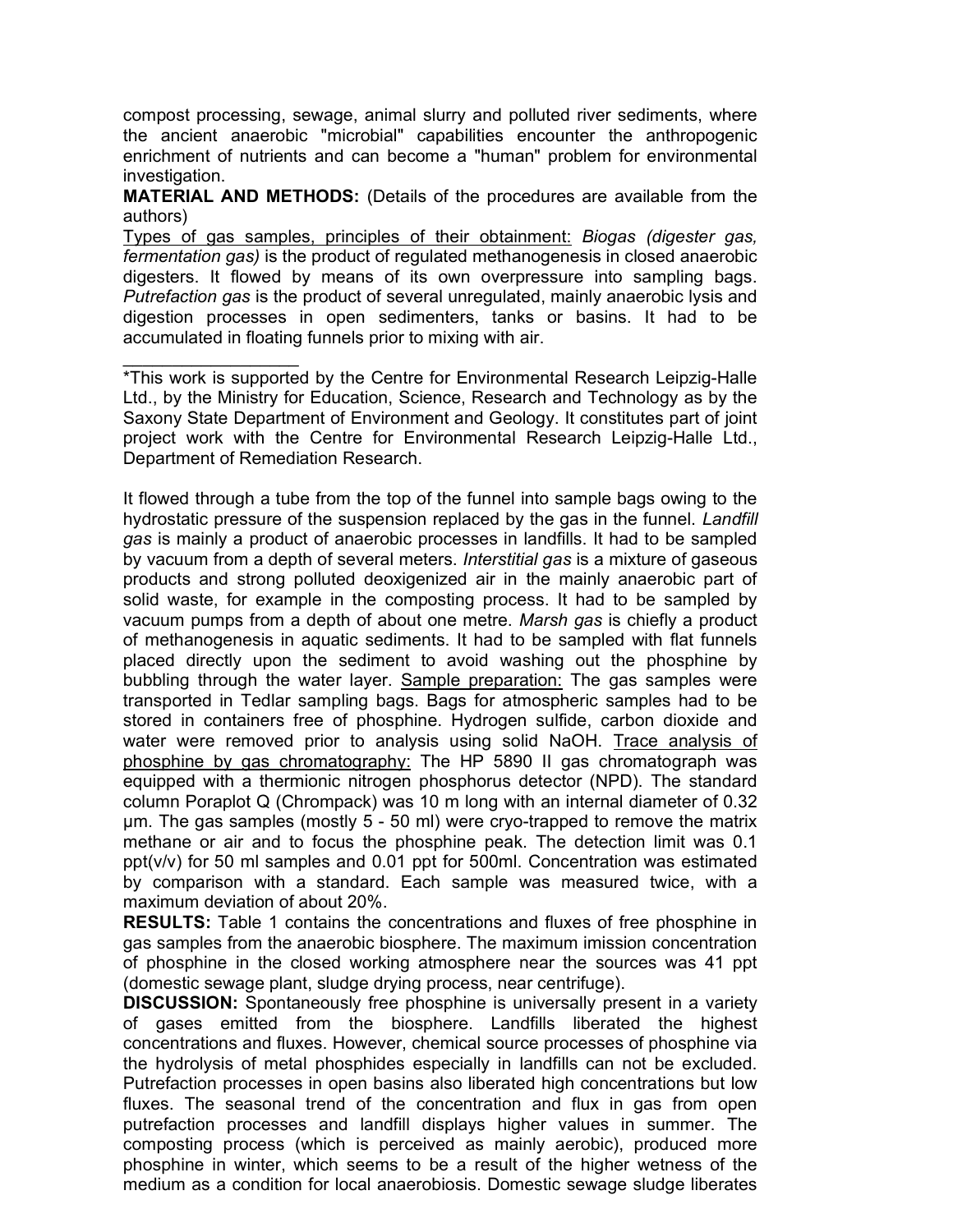compost processing, sewage, animal slurry and polluted river sediments, where the ancient anaerobic "microbial" capabilities encounter the anthropogenic enrichment of nutrients and can become a "human" problem for environmental investigation.

**MATERIAL AND METHODS:** (Details of the procedures are available from the authors)

Types of gas samples, principles of their obtainment: *Biogas (digester gas, fermentation gas)* is the product of regulated methanogenesis in closed anaerobic digesters. It flowed by means of its own overpressure into sampling bags. *Putrefaction gas* is the product of several unregulated, mainly anaerobic lysis and digestion processes in open sedimenters, tanks or basins. It had to be accumulated in floating funnels prior to mixing with air.

---

*This work is supported by the Centre for Environmental Research Leipzig-Halle Ltd., by the Ministry for Education, Science, Research and Technology as by the Saxony State Department of Environment and Geology. It constitutes part of joint project work with the Centre for Environmental Research Leipzig-Halle Ltd., Department of Remediation Research.

It flowed through a tube from the top of the funnel into sample bags owing to the hydrostatic pressure of the suspension replaced by the gas in the funnel. *Landfill gas* is mainly a product of anaerobic processes in landfills. It had to be sampled by vacuum from a depth of several meters. *Interstitial gas* is a mixture of gaseous products and strong polluted deoxigenized air in the mainly anaerobic part of solid waste, for example in the composting process. It had to be sampled by vacuum pumps from a depth of about one metre. *Marsh gas* is chiefly a product of methanogenesis in aquatic sediments. It had to be sampled with flat funnels placed directly upon the sediment to avoid washing out the phosphine by bubbling through the water layer. Sample preparation: The gas samples were transported in Tedlar sampling bags. Bags for atmospheric samples had to be stored in containers free of phosphine. Hydrogen sulfide, carbon dioxide and water were removed prior to analysis using solid NaOH. Trace analysis of phosphine by gas chromatography: The HP 5890 II gas chromatograph was equipped with a thermionic nitrogen phosphorus detector (NPD). The standard column Poraplot Q (Chrompack) was 10 m long with an internal diameter of 0.32 µm. The gas samples (mostly 5 - 50 ml) were cryo-trapped to remove the matrix methane or air and to focus the phosphine peak. The detection limit was 0.1 ppt(v/v) for 50 ml samples and 0.01 ppt for 500ml. Concentration was estimated by comparison with a standard. Each sample was measured twice, with a maximum deviation of about 20%.

**RESULTS:** Table 1 contains the concentrations and fluxes of free phosphine in gas samples from the anaerobic biosphere. The maximum imission concentration of phosphine in the closed working atmosphere near the sources was 41 ppt (domestic sewage plant, sludge drying process, near centrifuge).

**DISCUSSION:** Spontaneously free phosphine is universally present in a variety of gases emitted from the biosphere. Landfills liberated the highest concentrations and fluxes. However, chemical source processes of phosphine via the hydrolysis of metal phosphides especially in landfills can not be excluded. Putrefaction processes in open basins also liberated high concentrations but low fluxes. The seasonal trend of the concentration and flux in gas from open putrefaction processes and landfill displays higher values in summer. The composting process (which is perceived as mainly aerobic), produced more phosphine in winter, which seems to be a result of the higher wetness of the medium as a condition for local anaerobiosis. Domestic sewage sludge liberates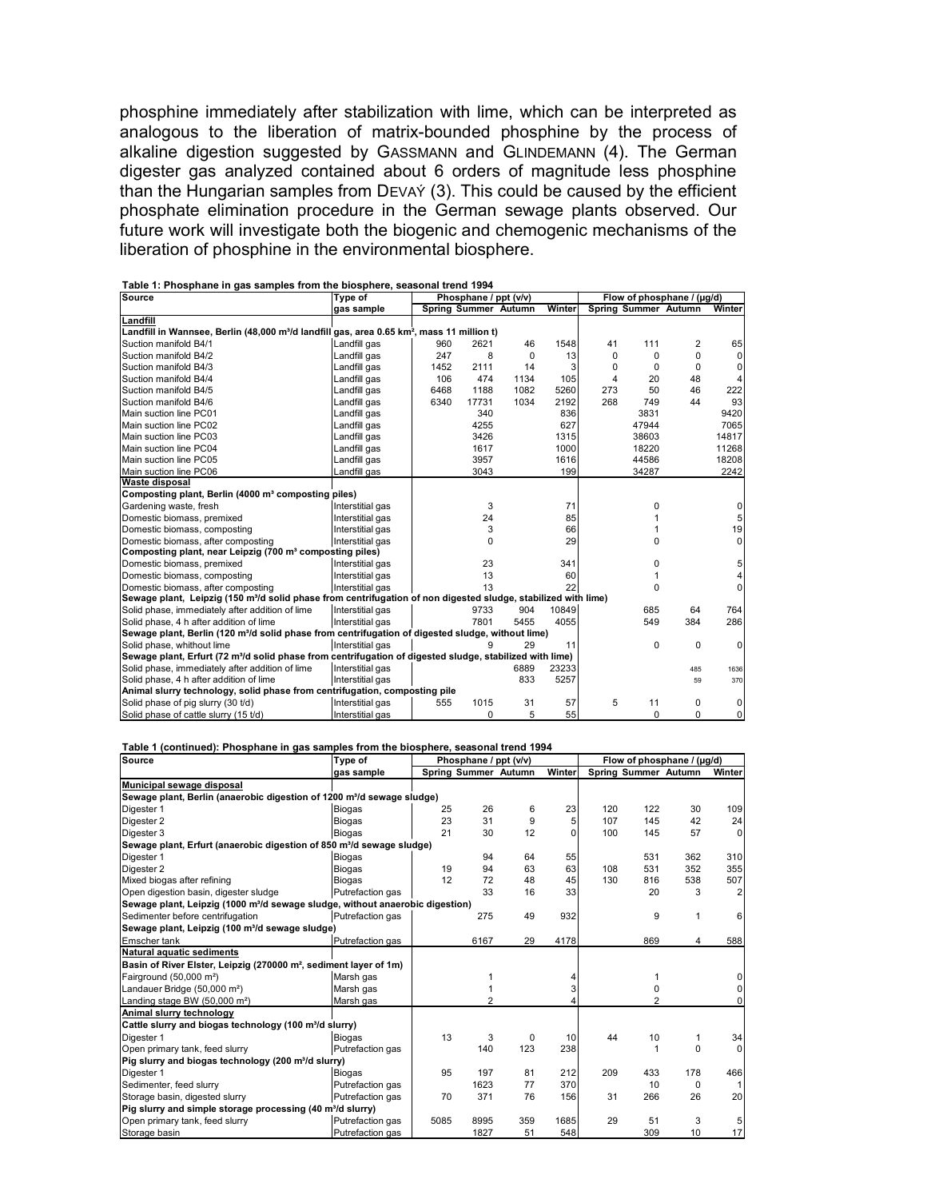phosphine immediately after stabilization with lime, which can be interpreted as analogous to the liberation of matrix-bounded phosphine by the process of alkaline digestion suggested by GASSMANN and GLINDEMANN (4). The German digester gas analyzed contained about 6 orders of magnitude less phosphine than the Hungarian samples from DEVAÝ (3). This could be caused by the efficient phosphate elimination procedure in the German sewage plants observed. Our future work will investigate both the biogenic and chemogenic mechanisms of the liberation of phosphine in the environmental biosphere.

**Table 1: Phosphane in gas samples from the biosphere, seasonal trend 1994**

| Source | Type of | Phosphane / ppt (v/v) | | | | Flow of phosphane / (µg/d) | | | |
|---|---|---|---|---|---|---|---|---|---|
| | gas sample | Spring | Summer | Autumn | Winter | Spring | Summer | Autumn | Winter |
| **Landfill** | | | | | | | | | |
| **Landfill in Wannsee, Berlin (48,000 m³/d landfill gas, area 0.65 km², mass 11 million t)** | | | | | | | | | |
| Suction manifold B4/1 | Landfill gas | 960 | 2621 | 46 | 1548 | 41 | 111 | 2 | 65 |
| Suction manifold B4/2 | Landfill gas | 247 | 8 | 0 | 13 | 0 | 0 | 0 | 0 |
| Suction manifold B4/3 | Landfill gas | 1452 | 2111 | 14 | 3 | 0 | 0 | 0 | 0 |
| Suction manifold B4/4 | Landfill gas | 106 | 474 | 1134 | 105 | 4 | 20 | 48 | 4 |
| Suction manifold B4/5 | Landfill gas | 6468 | 1188 | 1082 | 5260 | 273 | 50 | 46 | 222 |
| Suction manifold B4/6 | Landfill gas | 6340 | 17731 | 1034 | 2192 | 268 | 749 | 44 | 93 |
| Main suction line PC01 | Landfill gas | | 340 | | 836 | | 3831 | | 9420 |
| Main suction line PC02 | Landfill gas | | 4255 | | 627 | | 47944 | | 7065 |
| Main suction line PC03 | Landfill gas | | 3426 | | 1315 | | 38603 | | 14817 |
| Main suction line PC04 | Landfill gas | | 1617 | | 1000 | | 18220 | | 11268 |
| Main suction line PC05 | Landfill gas | | 3957 | | 1616 | | 44586 | | 18208 |
| Main suction line PC06 | Landfill gas | | 3043 | | 199 | | 34287 | | 2242 |
| **Waste disposal** | | | | | | | | | |
| **Composting plant, Berlin (4000 m³ composting piles)** | | | | | | | | | |
| Gardening waste, fresh | Interstitial gas | | 3 | | 71 | | 0 | | 0 |
| Domestic biomass, premixed | Interstitial gas | | 24 | | 85 | | 1 | | 5 |
| Domestic biomass, composting | Interstitial gas | | 3 | | 66 | | 1 | | 19 |
| Domestic biomass, after composting | Interstitial gas | | 0 | | 29 | | 0 | | 0 |
| **Composting plant, near Leipzig (700 m³ composting piles)** | | | | | | | | | |
| Domestic biomass, premixed | Interstitial gas | | 23 | | 341 | | 0 | | 5 |
| Domestic biomass, composting | Interstitial gas | | 13 | | 60 | | 1 | | 4 |
| Domestic biomass, after composting | Interstitial gas | | 13 | | 22 | | 0 | | 0 |
| **Sewage plant, Leipzig (150 m³/d solid phase from centrifugation of non digested sludge, stabilized with lime)** | | | | | | | | | |
| Solid phase, immediately after addition of lime | Interstitial gas | | 9733 | 904 | 10849 | | 685 | 64 | 764 |
| Solid phase, 4 h after addition of lime | Interstitial gas | | 7801 | 5455 | 4055 | | 549 | 384 | 286 |
| **Sewage plant, Berlin (120 m³/d solid phase from centrifugation of digested sludge, without lime)** | | | | | | | | | |
| Solid phase, whithout lime | Interstitial gas | | 9 | 29 | 11 | | 0 | 0 | 0 |
| **Sewage plant, Erfurt (72 m³/d solid phase from centrifugation of digested sludge, stabilized with lime)** | | | | | | | | | |
| Solid phase, immediately after addition of lime | Interstitial gas | | | 6889 | 23233 | | | 485 | 1636 |
| Solid phase, 4 h after addition of lime | Interstitial gas | | | 833 | 5257 | | | 59 | 370 |
| **Animal slurry technology, solid phase from centrifugation, composting pile** | | | | | | | | | |
| Solid phase of pig slurry (30 t/d) | Interstitial gas | 555 | 1015 | 31 | 57 | 5 | 11 | 0 | 0 |
| Solid phase of cattle slurry (15 t/d) | Interstitial gas | | 0 | 5 | 55 | | 0 | 0 | 0 |

**Table 1 (continued): Phosphane in gas samples from the biosphere, seasonal trend 1994**

| Source | Type of | Phosphane / ppt (v/v) | | | | Flow of phosphane / (µg/d) | | | |
|---|---|---|---|---|---|---|---|---|---|
| | gas sample | Spring | Summer | Autumn | Winter | Spring | Summer | Autumn | Winter |
| **Municipal sewage disposal** | | | | | | | | | |
| **Sewage plant, Berlin (anaerobic digestion of 1200 m³/d sewage sludge)** | | | | | | | | | |
| Digester 1 | Biogas | 25 | 26 | 6 | 23 | 120 | 122 | 30 | 109 |
| Digester 2 | Biogas | 23 | 31 | 9 | 5 | 107 | 145 | 42 | 24 |
| Digester 3 | Biogas | 21 | 30 | 12 | 0 | 100 | 145 | 57 | 0 |
| **Sewage plant, Erfurt (anaerobic digestion of 850 m³/d sewage sludge)** | | | | | | | | | |
| Digester 1 | Biogas | | 94 | 64 | 55 | | 531 | 362 | 310 |
| Digester 2 | Biogas | 19 | 94 | 63 | 63 | 108 | 531 | 352 | 355 |
| Mixed biogas after refining | Biogas | 12 | 72 | 48 | 45 | 130 | 816 | 538 | 507 |
| Open digestion basin, digester sludge | Putrefaction gas | | 33 | 16 | 33 | | 20 | 3 | 2 |
| **Sewage plant, Leipzig (1000 m³/d sewage sludge, without anaerobic digestion)** | | | | | | | | | |
| Sedimenter before centrifugation | Putrefaction gas | | 275 | 49 | 932 | | 9 | 1 | 6 |
| **Sewage plant, Leipzig (100 m³/d sewage sludge)** | | | | | | | | | |
| Emscher tank | Putrefaction gas | | 6167 | 29 | 4178 | | 869 | 4 | 588 |
| **Natural aquatic sediments** | | | | | | | | | |
| **Basin of River Elster, Leipzig (270000 m², sediment layer of 1m)** | | | | | | | | | |
| Fairground (50,000 m²) | Marsh gas | | 1 | | 4 | | 1 | | 0 |
| Landauer Bridge (50,000 m²) | Marsh gas | | 1 | | 3 | | 0 | | 0 |
| Landing stage BW (50,000 m²) | Marsh gas | | 2 | | 4 | | 2 | | 0 |
| **Animal slurry technology** | | | | | | | | | |
| **Cattle slurry and biogas technology (100 m³/d slurry)** | | | | | | | | | |
| Digester 1 | Biogas | 13 | 3 | 0 | 10 | 44 | 10 | 1 | 34 |
| Open primary tank, feed slurry | Putrefaction gas | | 140 | 123 | 238 | | 1 | 0 | 0 |
| **Pig slurry and biogas technology (200 m³/d slurry)** | | | | | | | | | |
| Digester 1 | Biogas | 95 | 197 | 81 | 212 | 209 | 433 | 178 | 466 |
| Sedimenter, feed slurry | Putrefaction gas | | 1623 | 77 | 370 | | 10 | 0 | 1 |
| Storage basin, digested slurry | Putrefaction gas | 70 | 371 | 76 | 156 | 31 | 266 | 26 | 20 |
| **Pig slurry and simple storage processing (40 m³/d slurry)** | | | | | | | | | |
| Open primary tank, feed slurry | Putrefaction gas | 5085 | 8995 | 359 | 1685 | 29 | 51 | 3 | 5 |
| Storage basin | Putrefaction gas | | 1827 | 51 | 548 | | 309 | 10 | 17 |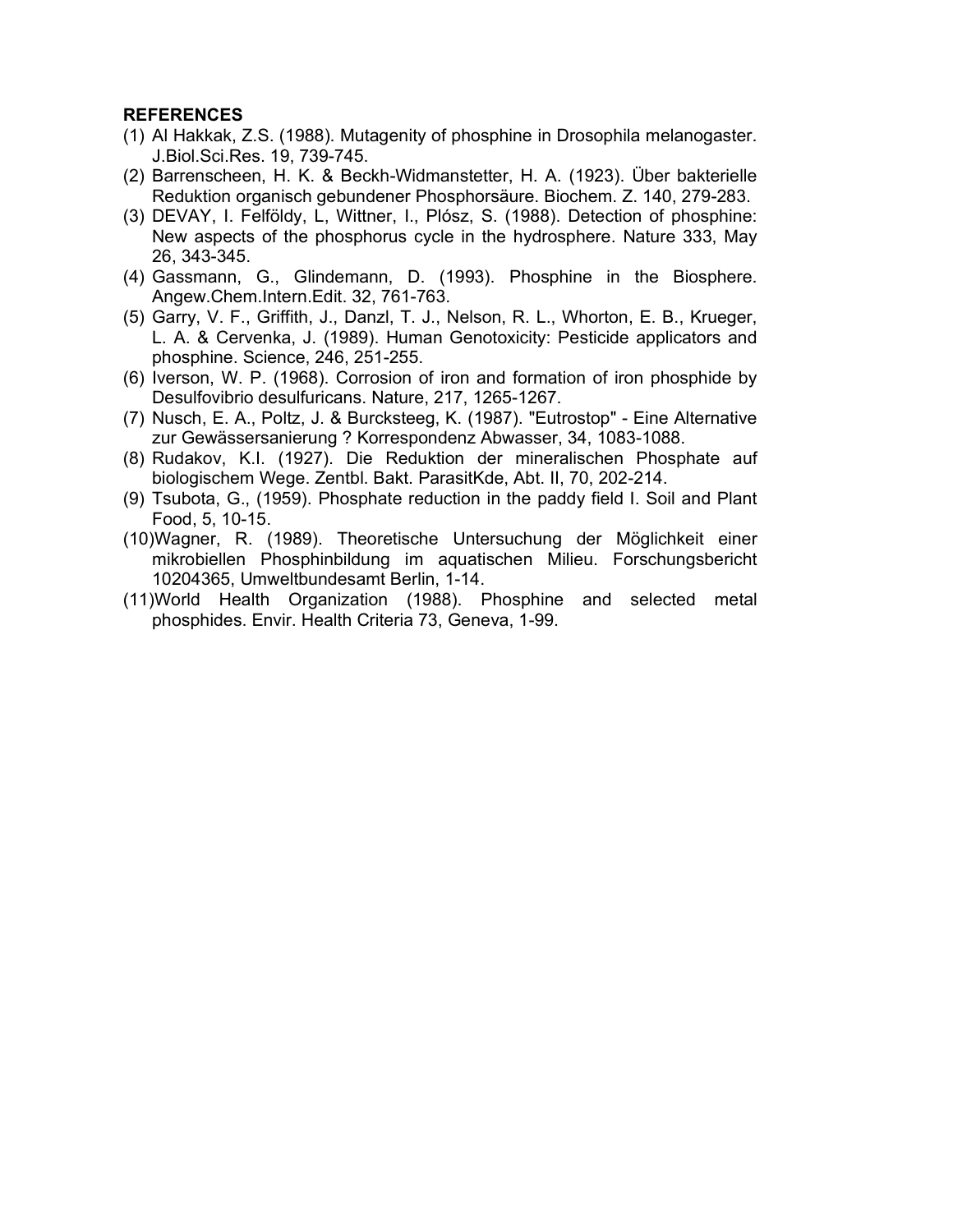**REFERENCES**

(1) Al Hakkak, Z.S. (1988). Mutagenity of phosphine in Drosophila melanogaster. J.Biol.Sci.Res. 19, 739-745.

(2) Barrenscheen, H. K. & Beckh-Widmanstetter, H. A. (1923). Über bakterielle Reduktion organisch gebundener Phosphorsäure. Biochem. Z. 140, 279-283.

(3) DEVAY, I. Felföldy, L, Wittner, I., Plósz, S. (1988). Detection of phosphine: New aspects of the phosphorus cycle in the hydrosphere. Nature 333, May 26, 343-345.

(4) Gassmann, G., Glindemann, D. (1993). Phosphine in the Biosphere. Angew.Chem.Intern.Edit. 32, 761-763.

(5) Garry, V. F., Griffith, J., Danzl, T. J., Nelson, R. L., Whorton, E. B., Krueger, L. A. & Cervenka, J. (1989). Human Genotoxicity: Pesticide applicators and phosphine. Science, 246, 251-255.

(6) Iverson, W. P. (1968). Corrosion of iron and formation of iron phosphide by Desulfovibrio desulfuricans. Nature, 217, 1265-1267.

(7) Nusch, E. A., Poltz, J. & Burcksteeg, K. (1987). "Eutrostop" - Eine Alternative zur Gewässersanierung ? Korrespondenz Abwasser, 34, 1083-1088.

(8) Rudakov, K.I. (1927). Die Reduktion der mineralischen Phosphate auf biologischem Wege. Zentbl. Bakt. ParasitKde, Abt. II, 70, 202-214.

(9) Tsubota, G., (1959). Phosphate reduction in the paddy field I. Soil and Plant Food, 5, 10-15.

(10) Wagner, R. (1989). Theoretische Untersuchung der Möglichkeit einer mikrobiellen Phosphinbildung im aquatischen Milieu. Forschungsbericht 10204365, Umweltbundesamt Berlin, 1-14.

(11) World Health Organization (1988). Phosphine and selected metal phosphides. Envir. Health Criteria 73, Geneva, 1-99.